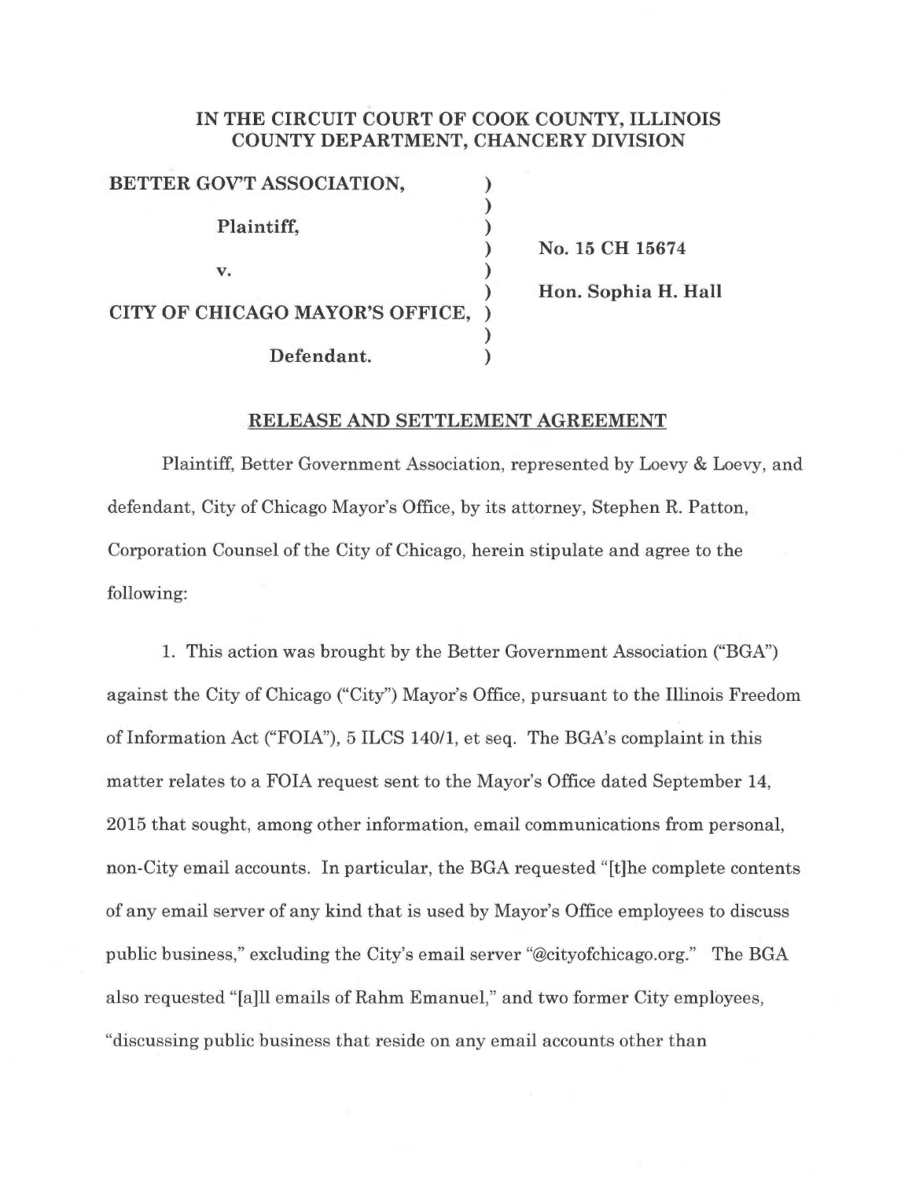**IN THE CIRCUIT COURT OF COOK COUNTY, ILLINOIS**
**COUNTY DEPARTMENT, CHANCERY DIVISION**

| | | |
|---|---|---|
| **BETTER GOV'T ASSOCIATION,** | ) | |
| | ) | |
| **Plaintiff,** | ) | |
| | ) | **No. 15 CH 15674** |
| **v.** | ) | |
| | ) | **Hon. Sophia H. Hall** |
| **CITY OF CHICAGO MAYOR'S OFFICE,** | ) | |
| | ) | |
| **Defendant.** | ) | |

**RELEASE AND SETTLEMENT AGREEMENT**

Plaintiff, Better Government Association, represented by Loevy & Loevy, and defendant, City of Chicago Mayor's Office, by its attorney, Stephen R. Patton, Corporation Counsel of the City of Chicago, herein stipulate and agree to the following:

1. This action was brought by the Better Government Association ("BGA") against the City of Chicago ("City") Mayor's Office, pursuant to the Illinois Freedom of Information Act ("FOIA"), 5 ILCS 140/1, et seq. The BGA's complaint in this matter relates to a FOIA request sent to the Mayor's Office dated September 14, 2015 that sought, among other information, email communications from personal, non-City email accounts. In particular, the BGA requested "[t]he complete contents of any email server of any kind that is used by Mayor's Office employees to discuss public business," excluding the City's email server "@cityofchicago.org." The BGA also requested "[a]ll emails of Rahm Emanuel," and two former City employees, "discussing public business that reside on any email accounts other than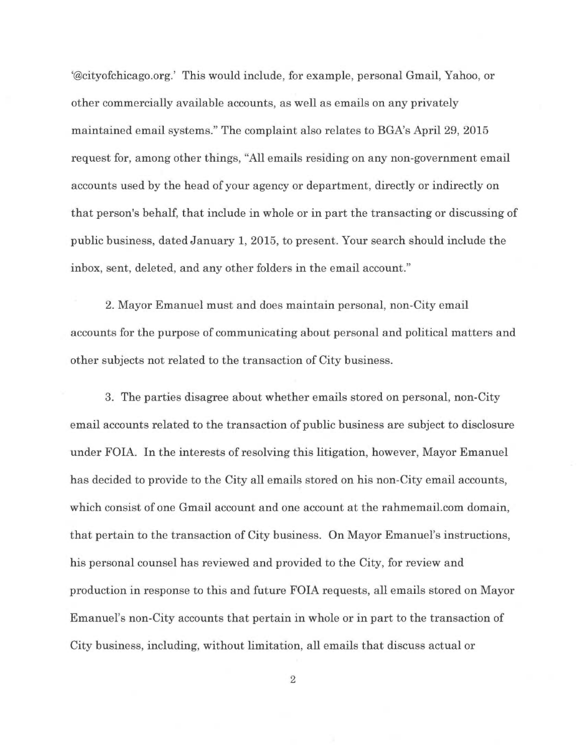'@cityofchicago.org.' This would include, for example, personal Gmail, Yahoo, or other commercially available accounts, as well as emails on any privately maintained email systems." The complaint also relates to BGA's April 29, 2015 request for, among other things, "All emails residing on any non-government email accounts used by the head of your agency or department, directly or indirectly on that person's behalf, that include in whole or in part the transacting or discussing of public business, dated January 1, 2015, to present. Your search should include the inbox, sent, deleted, and any other folders in the email account."

2. Mayor Emanuel must and does maintain personal, non-City email accounts for the purpose of communicating about personal and political matters and other subjects not related to the transaction of City business.

3. The parties disagree about whether emails stored on personal, non-City email accounts related to the transaction of public business are subject to disclosure under FOIA. In the interests of resolving this litigation, however, Mayor Emanuel has decided to provide to the City all emails stored on his non-City email accounts, which consist of one Gmail account and one account at the rahmemail.com domain, that pertain to the transaction of City business. On Mayor Emanuel's instructions, his personal counsel has reviewed and provided to the City, for review and production in response to this and future FOIA requests, all emails stored on Mayor Emanuel's non-City accounts that pertain in whole or in part to the transaction of City business, including, without limitation, all emails that discuss actual or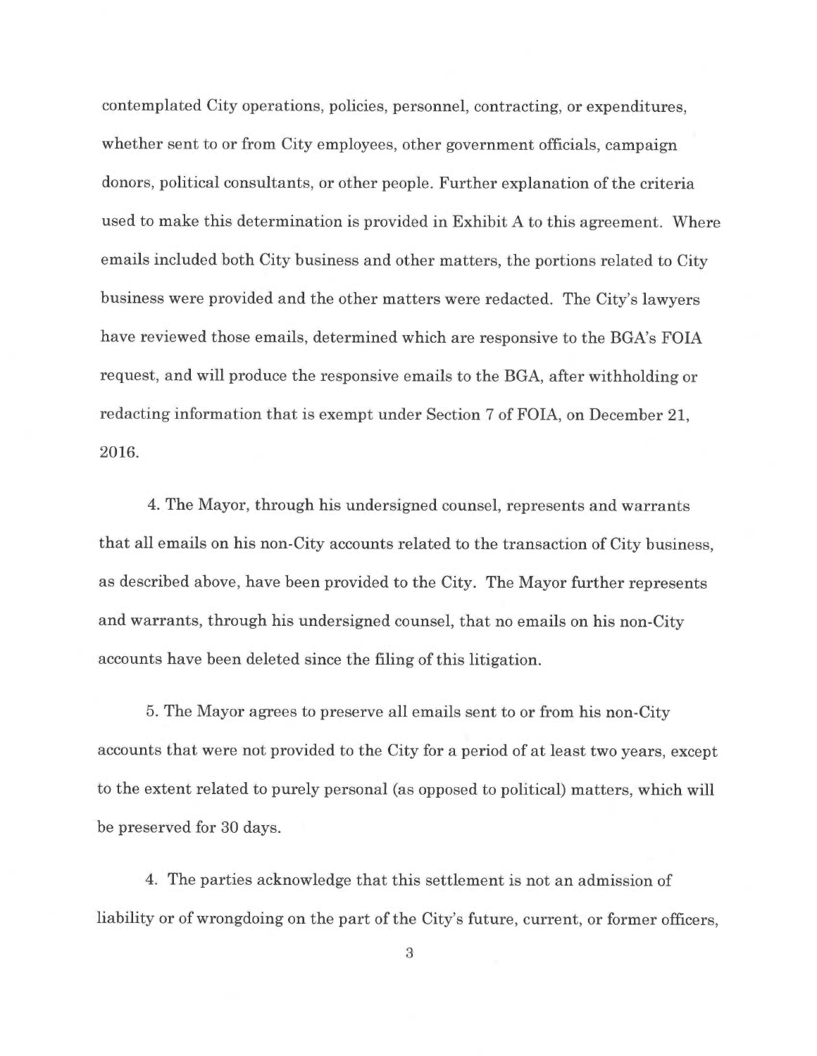contemplated City operations, policies, personnel, contracting, or expenditures, whether sent to or from City employees, other government officials, campaign donors, political consultants, or other people. Further explanation of the criteria used to make this determination is provided in Exhibit A to this agreement. Where emails included both City business and other matters, the portions related to City business were provided and the other matters were redacted. The City's lawyers have reviewed those emails, determined which are responsive to the BGA's FOIA request, and will produce the responsive emails to the BGA, after withholding or redacting information that is exempt under Section 7 of FOIA, on December 21, 2016.

4. The Mayor, through his undersigned counsel, represents and warrants that all emails on his non-City accounts related to the transaction of City business, as described above, have been provided to the City. The Mayor further represents and warrants, through his undersigned counsel, that no emails on his non-City accounts have been deleted since the filing of this litigation.

5. The Mayor agrees to preserve all emails sent to or from his non-City accounts that were not provided to the City for a period of at least two years, except to the extent related to purely personal (as opposed to political) matters, which will be preserved for 30 days.

4. The parties acknowledge that this settlement is not an admission of liability or of wrongdoing on the part of the City's future, current, or former officers,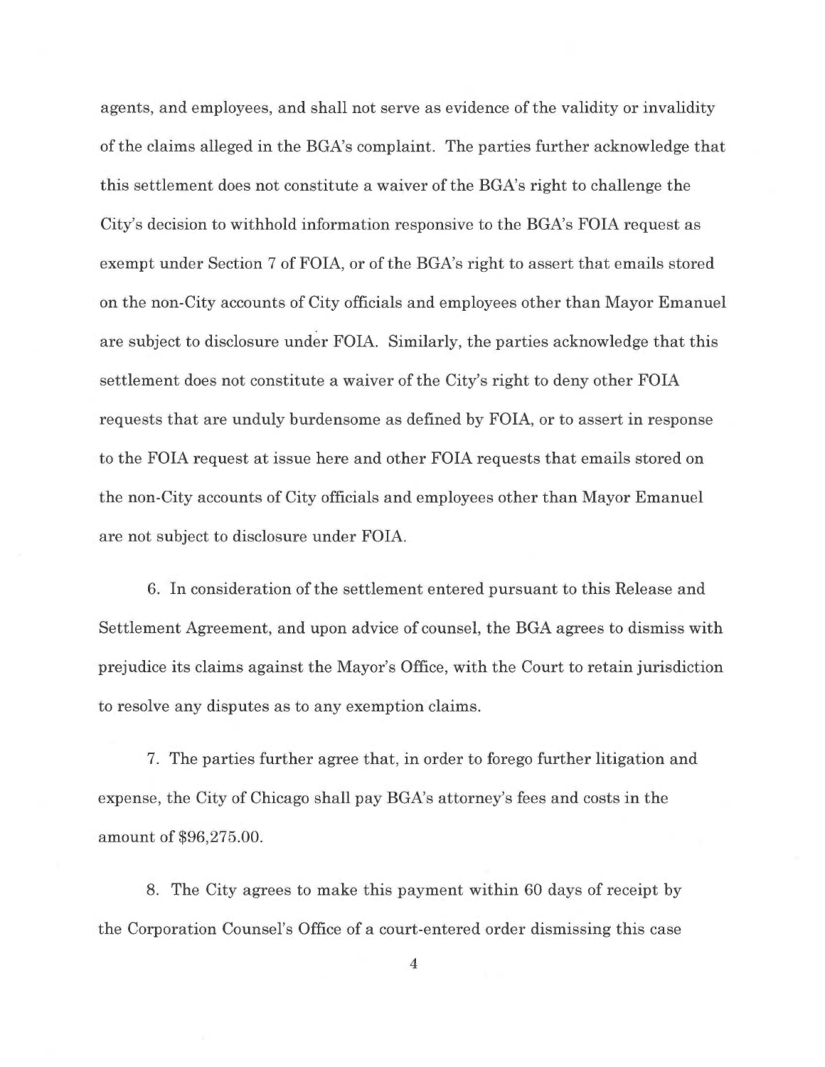agents, and employees, and shall not serve as evidence of the validity or invalidity of the claims alleged in the BGA's complaint. The parties further acknowledge that this settlement does not constitute a waiver of the BGA's right to challenge the City's decision to withhold information responsive to the BGA's FOIA request as exempt under Section 7 of FOIA, or of the BGA's right to assert that emails stored on the non-City accounts of City officials and employees other than Mayor Emanuel are subject to disclosure under FOIA. Similarly, the parties acknowledge that this settlement does not constitute a waiver of the City's right to deny other FOIA requests that are unduly burdensome as defined by FOIA, or to assert in response to the FOIA request at issue here and other FOIA requests that emails stored on the non-City accounts of City officials and employees other than Mayor Emanuel are not subject to disclosure under FOIA.

6. In consideration of the settlement entered pursuant to this Release and Settlement Agreement, and upon advice of counsel, the BGA agrees to dismiss with prejudice its claims against the Mayor's Office, with the Court to retain jurisdiction to resolve any disputes as to any exemption claims.

7. The parties further agree that, in order to forego further litigation and expense, the City of Chicago shall pay BGA's attorney's fees and costs in the amount of $96,275.00.

8. The City agrees to make this payment within 60 days of receipt by the Corporation Counsel's Office of a court-entered order dismissing this case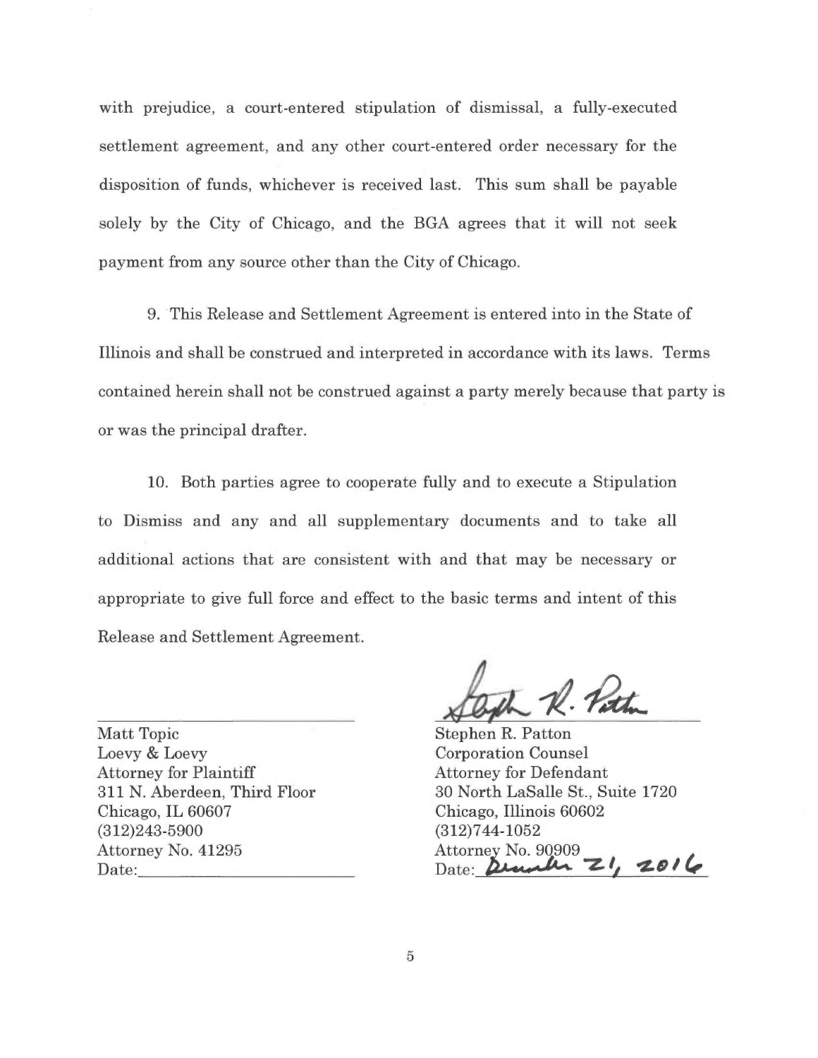with prejudice, a court-entered stipulation of dismissal, a fully-executed settlement agreement, and any other court-entered order necessary for the disposition of funds, whichever is received last. This sum shall be payable solely by the City of Chicago, and the BGA agrees that it will not seek payment from any source other than the City of Chicago.

9. This Release and Settlement Agreement is entered into in the State of Illinois and shall be construed and interpreted in accordance with its laws. Terms contained herein shall not be construed against a party merely because that party is or was the principal drafter.

10. Both parties agree to cooperate fully and to execute a Stipulation to Dismiss and any and all supplementary documents and to take all additional actions that are consistent with and that may be necessary or appropriate to give full force and effect to the basic terms and intent of this Release and Settlement Agreement.

| | |
|---|---|
| ______________________ | *Stephen R. Patton* (signature) |
| Matt Topic | Stephen R. Patton |
| Loevy & Loevy | Corporation Counsel |
| Attorney for Plaintiff | Attorney for Defendant |
| 311 N. Aberdeen, Third Floor | 30 North LaSalle St., Suite 1720 |
| Chicago, IL 60607 | Chicago, Illinois 60602 |
| (312)243-5900 | (312)744-1052 |
| Attorney No. 41295 | Attorney No. 90909 |
| Date:______________ | Date: December 21, 2016 |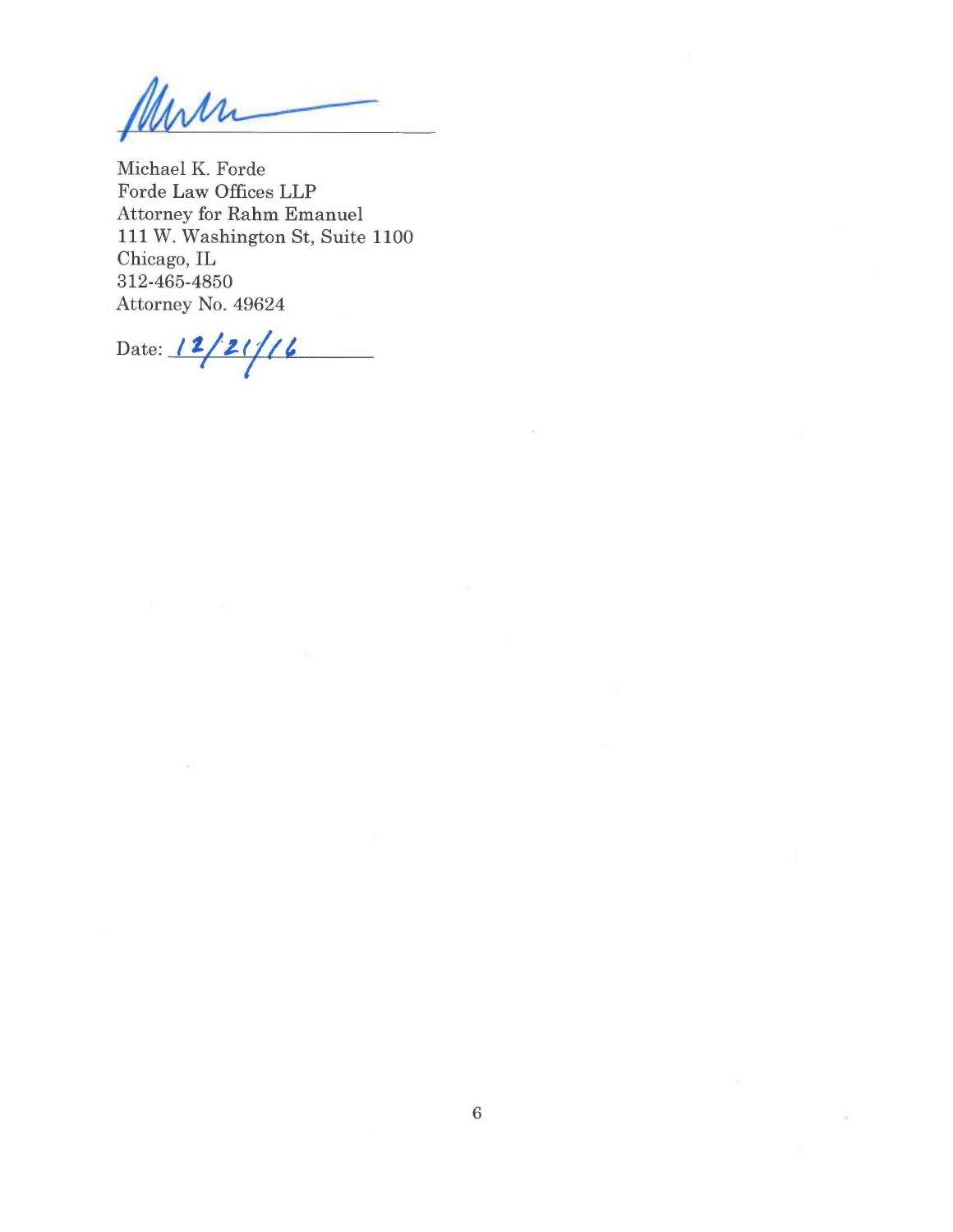\_\_\_\_\_\_\_\_\_\_\_\_\_\_\_\_\_\_\_\_\_\_\_\_\_\_\_\_\_\_

Michael K. Forde  
Forde Law Offices LLP  
Attorney for Rahm Emanuel  
111 W. Washington St, Suite 1100  
Chicago, IL  
312-465-4850  
Attorney No. 49624

Date: 12/21/16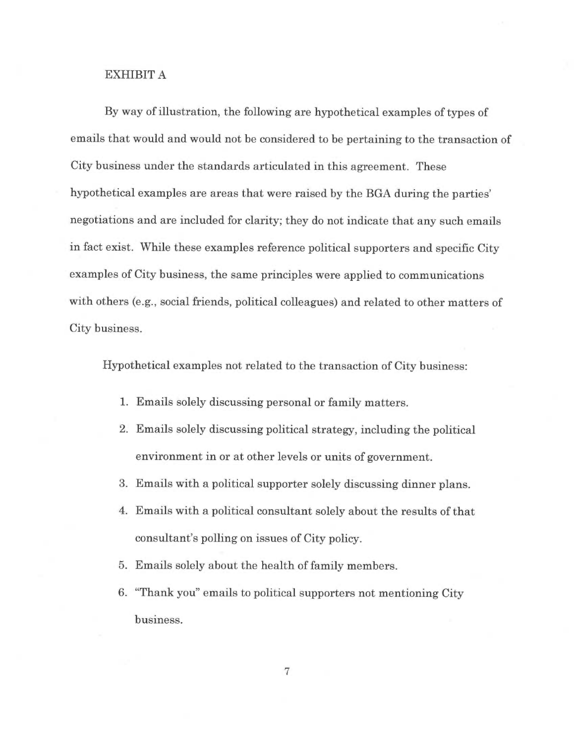EXHIBIT A

By way of illustration, the following are hypothetical examples of types of emails that would and would not be considered to be pertaining to the transaction of City business under the standards articulated in this agreement. These hypothetical examples are areas that were raised by the BGA during the parties' negotiations and are included for clarity; they do not indicate that any such emails in fact exist. While these examples reference political supporters and specific City examples of City business, the same principles were applied to communications with others (e.g., social friends, political colleagues) and related to other matters of City business.

Hypothetical examples not related to the transaction of City business:

1. Emails solely discussing personal or family matters.
2. Emails solely discussing political strategy, including the political environment in or at other levels or units of government.
3. Emails with a political supporter solely discussing dinner plans.
4. Emails with a political consultant solely about the results of that consultant's polling on issues of City policy.
5. Emails solely about the health of family members.
6. "Thank you" emails to political supporters not mentioning City business.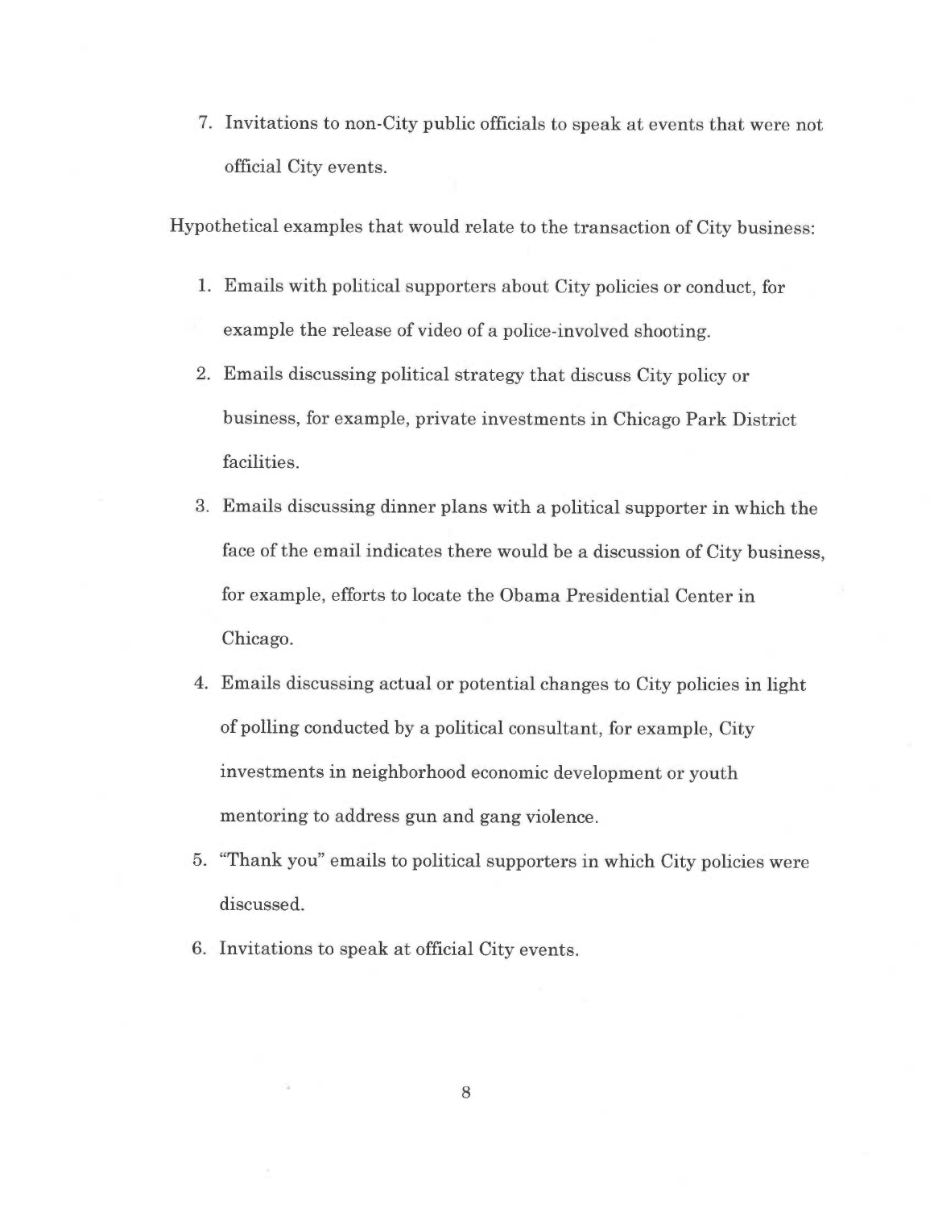7. Invitations to non-City public officials to speak at events that were not official City events.

Hypothetical examples that would relate to the transaction of City business:

1. Emails with political supporters about City policies or conduct, for example the release of video of a police-involved shooting.
2. Emails discussing political strategy that discuss City policy or business, for example, private investments in Chicago Park District facilities.
3. Emails discussing dinner plans with a political supporter in which the face of the email indicates there would be a discussion of City business, for example, efforts to locate the Obama Presidential Center in Chicago.
4. Emails discussing actual or potential changes to City policies in light of polling conducted by a political consultant, for example, City investments in neighborhood economic development or youth mentoring to address gun and gang violence.
5. "Thank you" emails to political supporters in which City policies were discussed.
6. Invitations to speak at official City events.